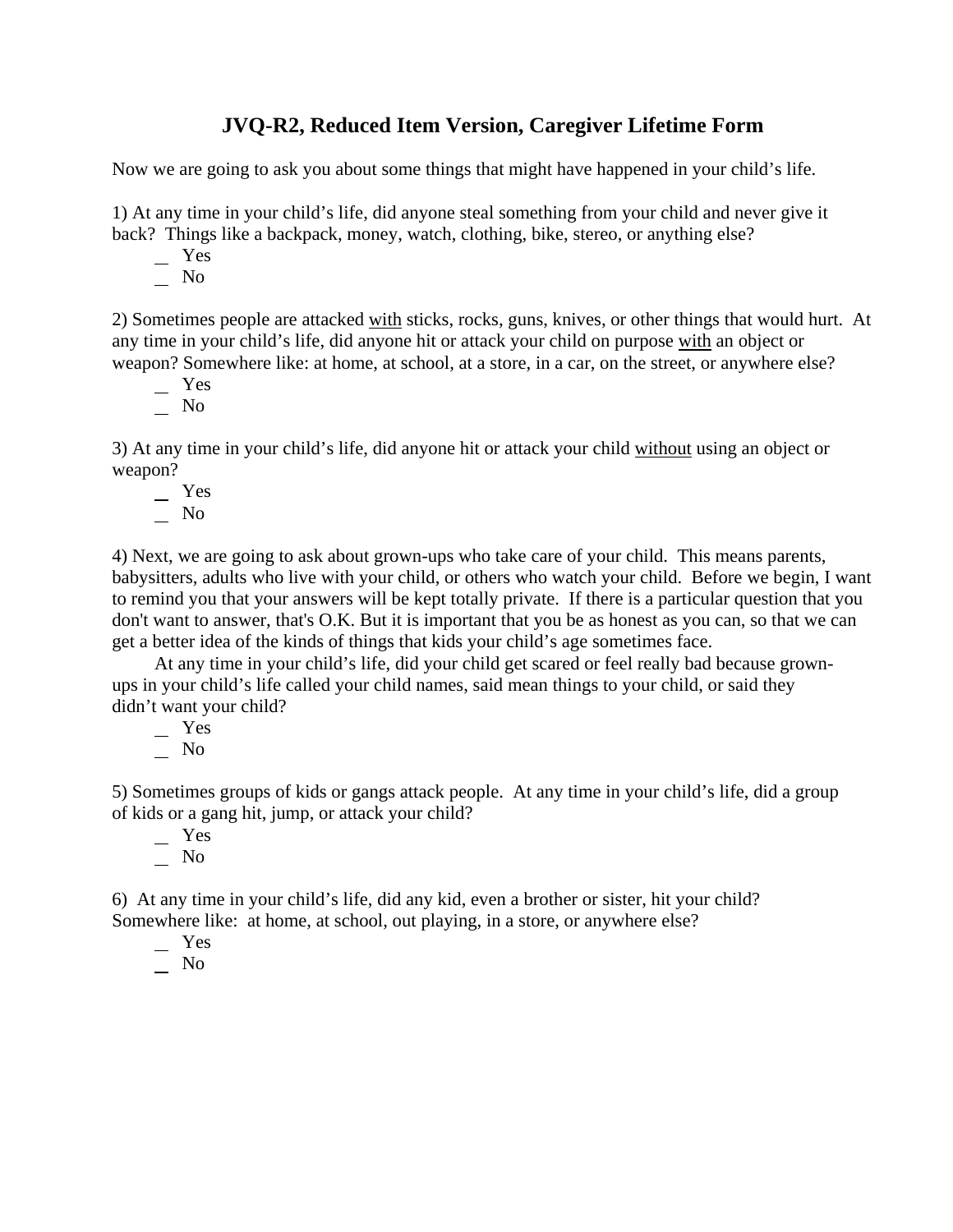# JVQ-R2, Reduced Item Version, Caregiver Lifetime Form

Now we are going to ask you about some things that might have happened in your child's life.

1) At any time in your child's life, did anyone steal something from your child and never give it back? Things like a backpack, money, watch, clothing, bike, stereo, or anything else?

\_ Yes
\_ No

2) Sometimes people are attacked <u>with</u> sticks, rocks, guns, knives, or other things that would hurt. At any time in your child's life, did anyone hit or attack your child on purpose <u>with</u> an object or weapon? Somewhere like: at home, at school, at a store, in a car, on the street, or anywhere else?

\_ Yes
\_ No

3) At any time in your child's life, did anyone hit or attack your child <u>without</u> using an object or weapon?

\_ Yes
\_ No

4) Next, we are going to ask about grown-ups who take care of your child. This means parents, babysitters, adults who live with your child, or others who watch your child. Before we begin, I want to remind you that your answers will be kept totally private. If there is a particular question that you don't want to answer, that's O.K. But it is important that you be as honest as you can, so that we can get a better idea of the kinds of things that kids your child's age sometimes face.

At any time in your child's life, did your child get scared or feel really bad because grown-ups in your child's life called your child names, said mean things to your child, or said they didn't want your child?

\_ Yes
\_ No

5) Sometimes groups of kids or gangs attack people. At any time in your child's life, did a group of kids or a gang hit, jump, or attack your child?

\_ Yes
\_ No

6) At any time in your child's life, did any kid, even a brother or sister, hit your child? Somewhere like: at home, at school, out playing, in a store, or anywhere else?

\_ Yes
\_ No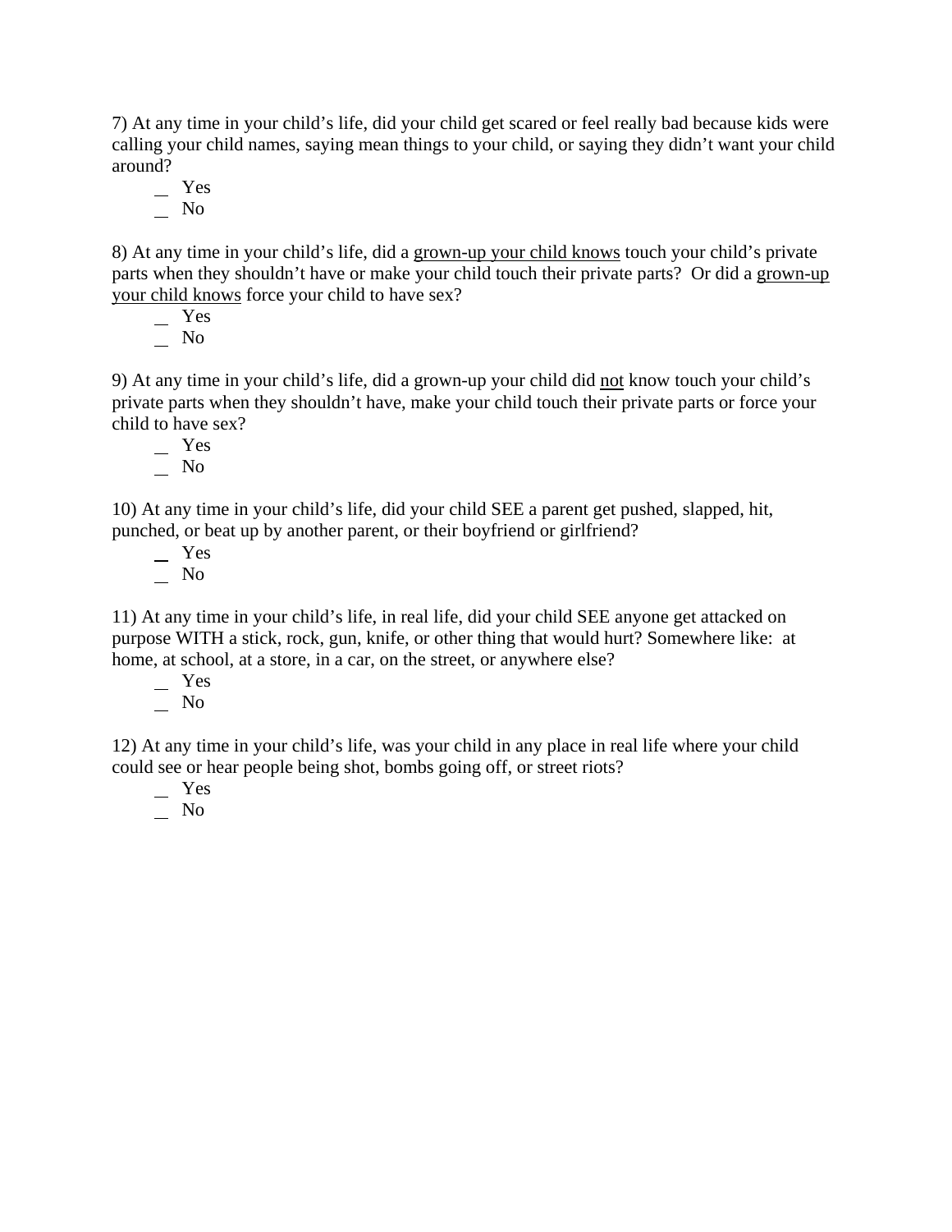7) At any time in your child's life, did your child get scared or feel really bad because kids were calling your child names, saying mean things to your child, or saying they didn't want your child around?

- __ Yes
- __ No

8) At any time in your child's life, did a <u>grown-up your child knows</u> touch your child's private parts when they shouldn't have or make your child touch their private parts? Or did a <u>grown-up your child knows</u> force your child to have sex?

- __ Yes
- __ No

9) At any time in your child's life, did a grown-up your child did <u>not</u> know touch your child's private parts when they shouldn't have, make your child touch their private parts or force your child to have sex?

- __ Yes
- __ No

10) At any time in your child's life, did your child SEE a parent get pushed, slapped, hit, punched, or beat up by another parent, or their boyfriend or girlfriend?

- __ Yes
- __ No

11) At any time in your child's life, in real life, did your child SEE anyone get attacked on purpose WITH a stick, rock, gun, knife, or other thing that would hurt? Somewhere like: at home, at school, at a store, in a car, on the street, or anywhere else?

- __ Yes
- __ No

12) At any time in your child's life, was your child in any place in real life where your child could see or hear people being shot, bombs going off, or street riots?

- __ Yes
- __ No